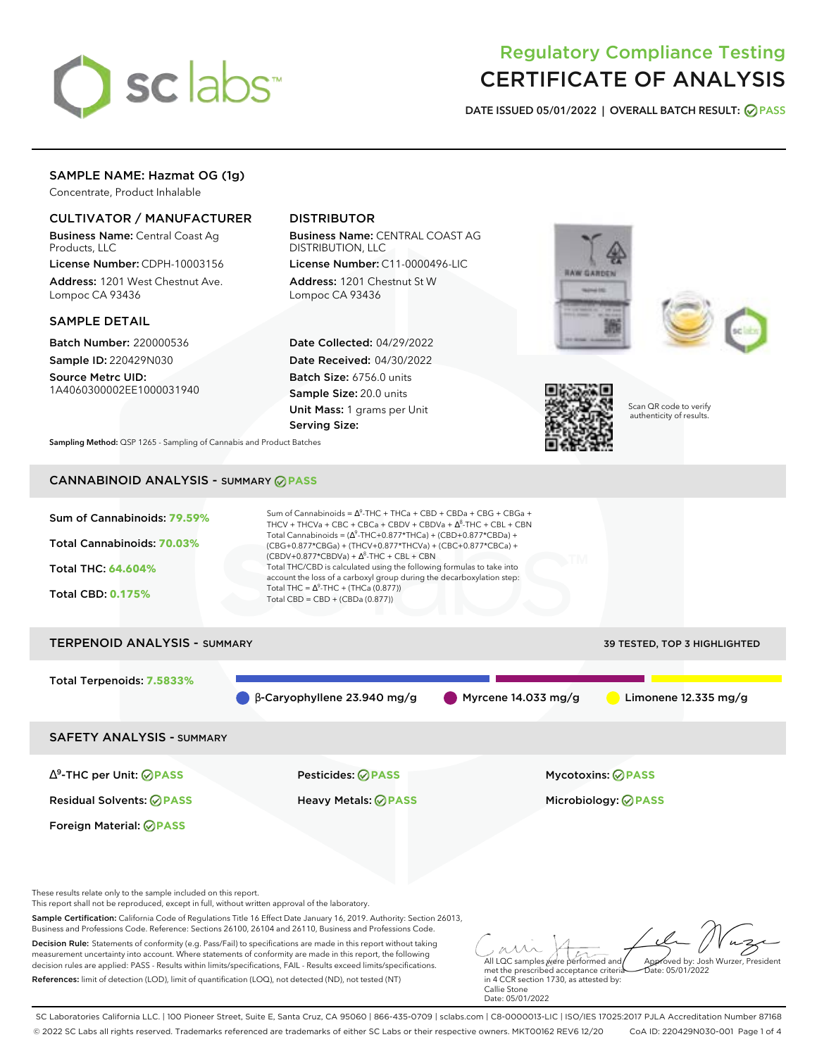# Regulatory Compliance Testing
# CERTIFICATE OF ANALYSIS

**DATE ISSUED 05/01/2022 | OVERALL BATCH RESULT: PASS**

## SAMPLE NAME: Hazmat OG (1g)

Concentrate, Product Inhalable

### CULTIVATOR / MANUFACTURER

**Business Name:** Central Coast Ag Products, LLC

**License Number:** CDPH-10003156

**Address:** 1201 West Chestnut Ave. Lompoc CA 93436

### DISTRIBUTOR

**Business Name:** CENTRAL COAST AG DISTRIBUTION, LLC

**License Number:** C11-0000496-LIC

**Address:** 1201 Chestnut St W Lompoc CA 93436

### SAMPLE DETAIL

**Batch Number:** 220000536

**Sample ID:** 220429N030

**Source Metrc UID:** 1A4060300002EE1000031940

**Date Collected:** 04/29/2022

**Date Received:** 04/30/2022

**Batch Size:** 6756.0 units

**Sample Size:** 20.0 units

**Unit Mass:** 1 grams per Unit

**Serving Size:**

Scan QR code to verify authenticity of results.

**Sampling Method:** QSP 1265 - Sampling of Cannabis and Product Batches

## CANNABINOID ANALYSIS - SUMMARY PASS

**Sum of Cannabinoids: 79.59%**

**Total Cannabinoids: 70.03%**

**Total THC: 64.604%**

**Total CBD: 0.175%**

Sum of Cannabinoids = $\Delta^9$-THC + THCa + CBD + CBDa + CBG + CBGa + THCV + THCVa + CBC + CBCa + CBDV + CBDVa + $\Delta^8$-THC + CBL + CBN

Total Cannabinoids = ($\Delta^9$-THC+0.877*THCa) + (CBD+0.877*CBDa) + (CBG+0.877*CBGa) + (THCV+0.877*THCVa) + (CBC+0.877*CBCa) + (CBDV+0.877*CBDVa) + $\Delta^8$-THC + CBL + CBN

Total THC/CBD is calculated using the following formulas to take into account the loss of a carboxyl group during the decarboxylation step:

Total THC = $\Delta^9$-THC + (THCa (0.877))

Total CBD = CBD + (CBDa (0.877))

## TERPENOID ANALYSIS - SUMMARY

39 TESTED, TOP 3 HIGHLIGHTED

**Total Terpenoids: 7.5833%**

β-Caryophyllene 23.940 mg/g | Myrcene 14.033 mg/g | Limonene 12.335 mg/g

## SAFETY ANALYSIS - SUMMARY

| | | |
|---|---|---|
| $\Delta^9$-THC per Unit: PASS | Pesticides: PASS | Mycotoxins: PASS |
| Residual Solvents: PASS | Heavy Metals: PASS | Microbiology: PASS |
| Foreign Material: PASS | | |

These results relate only to the sample included on this report.
This report shall not be reproduced, except in full, without written approval of the laboratory.

**Sample Certification:** California Code of Regulations Title 16 Effect Date January 16, 2019. Authority: Section 26013, Business and Professions Code. Reference: Sections 26100, 26104 and 26110, Business and Professions Code.

**Decision Rule:** Statements of conformity (e.g. Pass/Fail) to specifications are made in this report without taking measurement uncertainty into account. Where statements of conformity are made in this report, the following decision rules are applied: PASS - Results within limits/specifications, FAIL - Results exceed limits/specifications.

**References:** limit of detection (LOD), limit of quantification (LOQ), not detected (ND), not tested (NT)

All LQC samples were performed and met the prescribed acceptance criteria in 4 CCR section 1730, as attested by: Callie Stone
Date: 05/01/2022

Approved by: Josh Wurzer, President
Date: 05/01/2022

SC Laboratories California LLC. | 100 Pioneer Street, Suite E, Santa Cruz, CA 95060 | 866-435-0709 | sclabs.com | C8-0000013-LIC | ISO/IES 17025:2017 PJLA Accreditation Number 87168
© 2022 SC Labs all rights reserved. Trademarks referenced are trademarks of either SC Labs or their respective owners. MKT00162 REV6 12/20 CoA ID: 220429N030-001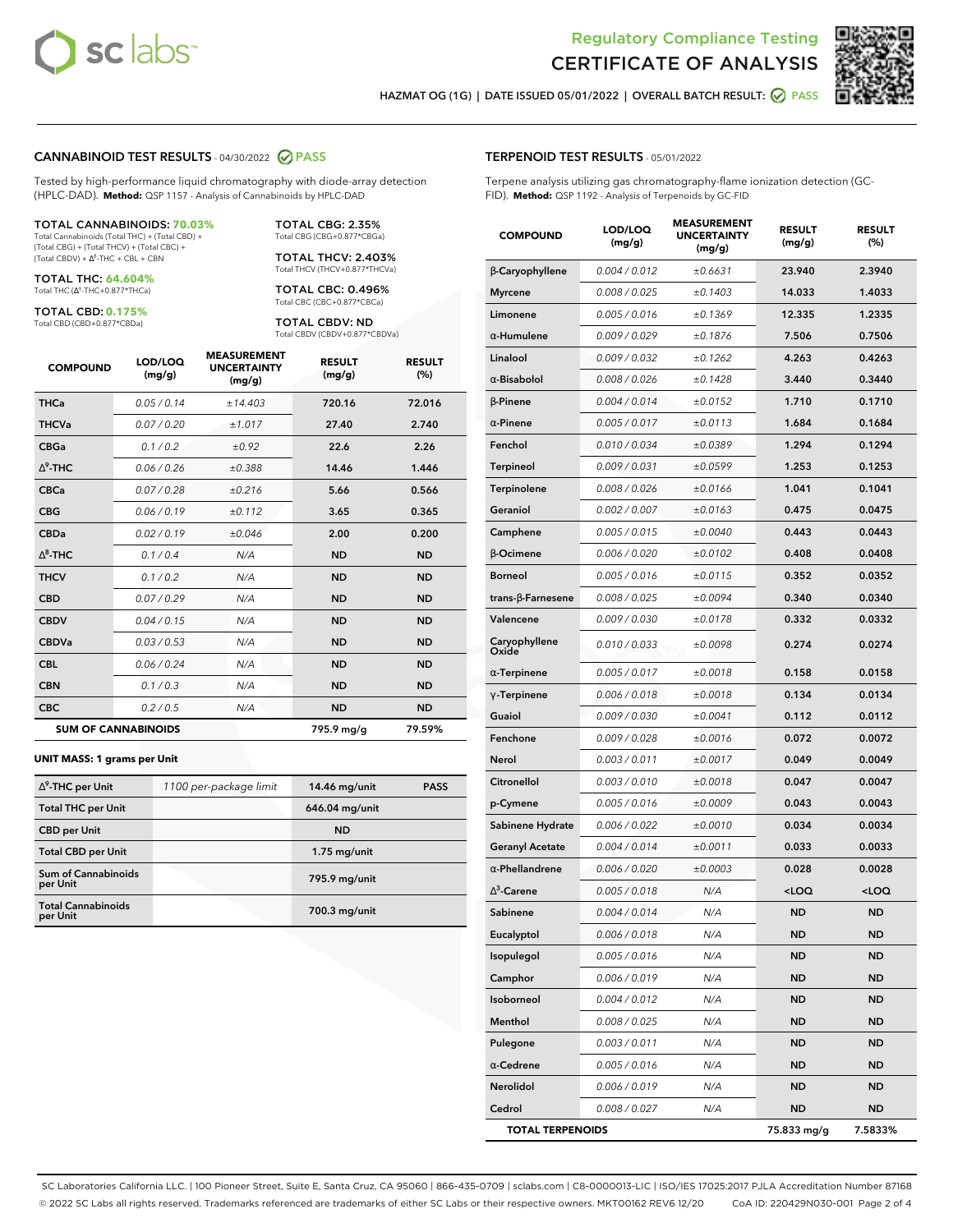# Regulatory Compliance Testing
# CERTIFICATE OF ANALYSIS

HAZMAT OG (1G) | DATE ISSUED 05/01/2022 | OVERALL BATCH RESULT: PASS

## CANNABINOID TEST RESULTS - 04/30/2022 PASS

Tested by high-performance liquid chromatography with diode-array detection (HPLC-DAD). **Method:** QSP 1157 - Analysis of Cannabinoids by HPLC-DAD

**TOTAL CANNABINOIDS: 70.03%**
Total Cannabinoids (Total THC) + (Total CBD) + (Total CBG) + (Total THCV) + (Total CBC) + (Total CBDV) + $\Delta^8$-THC + CBL + CBN

**TOTAL THC: 64.604%**
Total THC ($\Delta^9$-THC+0.877*THCa)

**TOTAL CBD: 0.175%**
Total CBD (CBD+0.877*CBDa)

**TOTAL CBG: 2.35%**
Total CBG (CBG+0.877*CBGa)

**TOTAL THCV: 2.403%**
Total THCV (THCV+0.877*THCVa)

**TOTAL CBC: 0.496%**
Total CBC (CBC+0.877*CBCa)

**TOTAL CBDV: ND**
Total CBDV (CBDV+0.877*CBDVa)

| COMPOUND | LOD/LOQ (mg/g) | MEASUREMENT UNCERTAINTY (mg/g) | RESULT (mg/g) | RESULT (%) |
|---|---|---|---|---|
| THCa | 0.05 / 0.14 | ±14.403 | 720.16 | 72.016 |
| THCVa | 0.07 / 0.20 | ±1.017 | 27.40 | 2.740 |
| CBGa | 0.1 / 0.2 | ±0.92 | 22.6 | 2.26 |
| $\Delta^9$-THC | 0.06 / 0.26 | ±0.388 | 14.46 | 1.446 |
| CBCa | 0.07 / 0.28 | ±0.216 | 5.66 | 0.566 |
| CBG | 0.06 / 0.19 | ±0.112 | 3.65 | 0.365 |
| CBDa | 0.02 / 0.19 | ±0.046 | 2.00 | 0.200 |
| $\Delta^8$-THC | 0.1 / 0.4 | N/A | ND | ND |
| THCV | 0.1 / 0.2 | N/A | ND | ND |
| CBD | 0.07 / 0.29 | N/A | ND | ND |
| CBDV | 0.04 / 0.15 | N/A | ND | ND |
| CBDVa | 0.03 / 0.53 | N/A | ND | ND |
| CBL | 0.06 / 0.24 | N/A | ND | ND |
| CBN | 0.1 / 0.3 | N/A | ND | ND |
| CBC | 0.2 / 0.5 | N/A | ND | ND |
| **SUM OF CANNABINOIDS** | | | 795.9 mg/g | 79.59% |

### UNIT MASS: 1 grams per Unit

| | | | |
|---|---|---|---|
| $\Delta^9$-THC per Unit | 1100 per-package limit | 14.46 mg/unit | PASS |
| Total THC per Unit | | 646.04 mg/unit | |
| CBD per Unit | | ND | |
| Total CBD per Unit | | 1.75 mg/unit | |
| Sum of Cannabinoids per Unit | | 795.9 mg/unit | |
| Total Cannabinoids per Unit | | 700.3 mg/unit | |

## TERPENOID TEST RESULTS - 05/01/2022

Terpene analysis utilizing gas chromatography-flame ionization detection (GC-FID). **Method:** QSP 1192 - Analysis of Terpenoids by GC-FID

| COMPOUND | LOD/LOQ (mg/g) | MEASUREMENT UNCERTAINTY (mg/g) | RESULT (mg/g) | RESULT (%) |
|---|---|---|---|---|
| β-Caryophyllene | 0.004 / 0.012 | ±0.6631 | 23.940 | 2.3940 |
| Myrcene | 0.008 / 0.025 | ±0.1403 | 14.033 | 1.4033 |
| Limonene | 0.005 / 0.016 | ±0.1369 | 12.335 | 1.2335 |
| α-Humulene | 0.009 / 0.029 | ±0.1876 | 7.506 | 0.7506 |
| Linalool | 0.009 / 0.032 | ±0.1262 | 4.263 | 0.4263 |
| α-Bisabolol | 0.008 / 0.026 | ±0.1428 | 3.440 | 0.3440 |
| β-Pinene | 0.004 / 0.014 | ±0.0152 | 1.710 | 0.1710 |
| α-Pinene | 0.005 / 0.017 | ±0.0113 | 1.684 | 0.1684 |
| Fenchol | 0.010 / 0.034 | ±0.0389 | 1.294 | 0.1294 |
| Terpineol | 0.009 / 0.031 | ±0.0599 | 1.253 | 0.1253 |
| Terpinolene | 0.008 / 0.026 | ±0.0166 | 1.041 | 0.1041 |
| Geraniol | 0.002 / 0.007 | ±0.0163 | 0.475 | 0.0475 |
| Camphene | 0.005 / 0.015 | ±0.0040 | 0.443 | 0.0443 |
| β-Ocimene | 0.006 / 0.020 | ±0.0102 | 0.408 | 0.0408 |
| Borneol | 0.005 / 0.016 | ±0.0115 | 0.352 | 0.0352 |
| trans-β-Farnesene | 0.008 / 0.025 | ±0.0094 | 0.340 | 0.0340 |
| Valencene | 0.009 / 0.030 | ±0.0178 | 0.332 | 0.0332 |
| Caryophyllene Oxide | 0.010 / 0.033 | ±0.0098 | 0.274 | 0.0274 |
| α-Terpinene | 0.005 / 0.017 | ±0.0018 | 0.158 | 0.0158 |
| γ-Terpinene | 0.006 / 0.018 | ±0.0018 | 0.134 | 0.0134 |
| Guaiol | 0.009 / 0.030 | ±0.0041 | 0.112 | 0.0112 |
| Fenchone | 0.009 / 0.028 | ±0.0016 | 0.072 | 0.0072 |
| Nerol | 0.003 / 0.011 | ±0.0017 | 0.049 | 0.0049 |
| Citronellol | 0.003 / 0.010 | ±0.0018 | 0.047 | 0.0047 |
| p-Cymene | 0.005 / 0.016 | ±0.0009 | 0.043 | 0.0043 |
| Sabinene Hydrate | 0.006 / 0.022 | ±0.0010 | 0.034 | 0.0034 |
| Geranyl Acetate | 0.004 / 0.014 | ±0.0011 | 0.033 | 0.0033 |
| α-Phellandrene | 0.006 / 0.020 | ±0.0003 | 0.028 | 0.0028 |
| $\Delta^3$-Carene | 0.005 / 0.018 | N/A | <LOQ | <LOQ |
| Sabinene | 0.004 / 0.014 | N/A | ND | ND |
| Eucalyptol | 0.006 / 0.018 | N/A | ND | ND |
| Isopulegol | 0.005 / 0.016 | N/A | ND | ND |
| Camphor | 0.006 / 0.019 | N/A | ND | ND |
| Isoborneol | 0.004 / 0.012 | N/A | ND | ND |
| Menthol | 0.008 / 0.025 | N/A | ND | ND |
| Pulegone | 0.003 / 0.011 | N/A | ND | ND |
| α-Cedrene | 0.005 / 0.016 | N/A | ND | ND |
| Nerolidol | 0.006 / 0.019 | N/A | ND | ND |
| Cedrol | 0.008 / 0.027 | N/A | ND | ND |
| **TOTAL TERPENOIDS** | | | 75.833 mg/g | 7.5833% |

SC Laboratories California LLC. | 100 Pioneer Street, Suite E, Santa Cruz, CA 95060 | 866-435-0709 | sclabs.com | C8-0000013-LIC | ISO/IES 17025:2017 PJLA Accreditation Number 87168
© 2022 SC Labs all rights reserved. Trademarks referenced are trademarks of either SC Labs or their respective owners. MKT00162 REV6 12/20 CoA ID: 220429N030-001